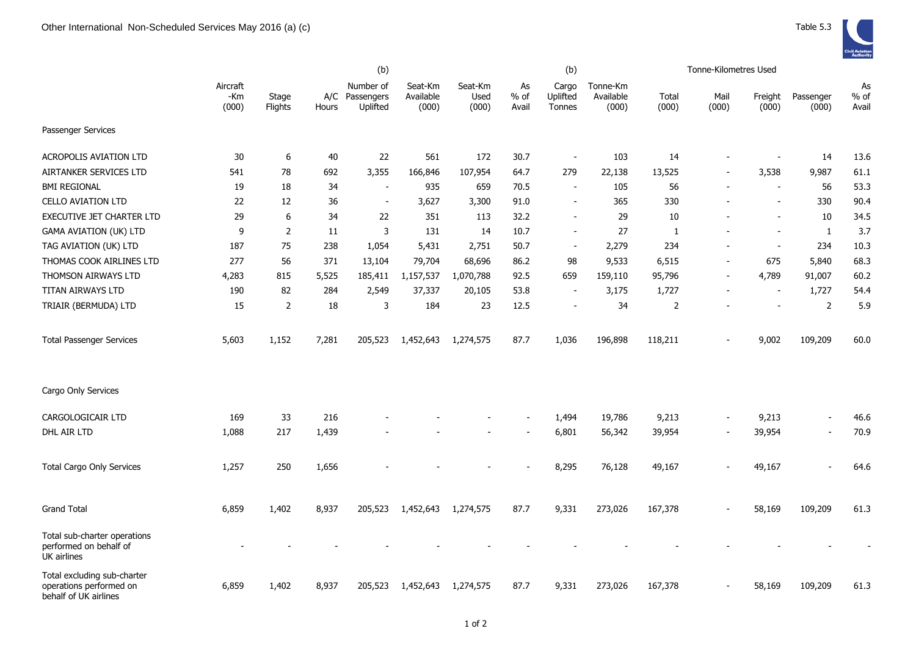# Other International Non-Scheduled Services May 2016 (a) (c)

Table 5.3

| | Aircraft -Km (000) | Stage Flights | A/C Hours | (b) Number of Passengers Uplifted | Seat-Km Available (000) | Seat-Km Used (000) | As % of Avail | (b) Cargo Uplifted Tonnes | Tonne-Km Available (000) | Tonne-Kilometres Used Total (000) | Mail (000) | Freight (000) | Passenger (000) | As % of Avail |
|---|---|---|---|---|---|---|---|---|---|---|---|---|---|---|
| **Passenger Services** | | | | | | | | | | | | | | |
| ACROPOLIS AVIATION LTD | 30 | 6 | 40 | 22 | 561 | 172 | 30.7 | - | 103 | 14 | - | - | 14 | 13.6 |
| AIRTANKER SERVICES LTD | 541 | 78 | 692 | 3,355 | 166,846 | 107,954 | 64.7 | 279 | 22,138 | 13,525 | - | 3,538 | 9,987 | 61.1 |
| BMI REGIONAL | 19 | 18 | 34 | - | 935 | 659 | 70.5 | - | 105 | 56 | - | - | 56 | 53.3 |
| CELLO AVIATION LTD | 22 | 12 | 36 | - | 3,627 | 3,300 | 91.0 | - | 365 | 330 | - | - | 330 | 90.4 |
| EXECUTIVE JET CHARTER LTD | 29 | 6 | 34 | 22 | 351 | 113 | 32.2 | - | 29 | 10 | - | - | 10 | 34.5 |
| GAMA AVIATION (UK) LTD | 9 | 2 | 11 | 3 | 131 | 14 | 10.7 | - | 27 | 1 | - | - | 1 | 3.7 |
| TAG AVIATION (UK) LTD | 187 | 75 | 238 | 1,054 | 5,431 | 2,751 | 50.7 | - | 2,279 | 234 | - | - | 234 | 10.3 |
| THOMAS COOK AIRLINES LTD | 277 | 56 | 371 | 13,104 | 79,704 | 68,696 | 86.2 | 98 | 9,533 | 6,515 | - | 675 | 5,840 | 68.3 |
| THOMSON AIRWAYS LTD | 4,283 | 815 | 5,525 | 185,411 | 1,157,537 | 1,070,788 | 92.5 | 659 | 159,110 | 95,796 | - | 4,789 | 91,007 | 60.2 |
| TITAN AIRWAYS LTD | 190 | 82 | 284 | 2,549 | 37,337 | 20,105 | 53.8 | - | 3,175 | 1,727 | - | - | 1,727 | 54.4 |
| TRIAIR (BERMUDA) LTD | 15 | 2 | 18 | 3 | 184 | 23 | 12.5 | - | 34 | 2 | - | - | 2 | 5.9 |
| Total Passenger Services | 5,603 | 1,152 | 7,281 | 205,523 | 1,452,643 | 1,274,575 | 87.7 | 1,036 | 196,898 | 118,211 | - | 9,002 | 109,209 | 60.0 |
| **Cargo Only Services** | | | | | | | | | | | | | | |
| CARGOLOGICAIR LTD | 169 | 33 | 216 | - | - | - | - | 1,494 | 19,786 | 9,213 | - | 9,213 | - | 46.6 |
| DHL AIR LTD | 1,088 | 217 | 1,439 | - | - | - | - | 6,801 | 56,342 | 39,954 | - | 39,954 | - | 70.9 |
| Total Cargo Only Services | 1,257 | 250 | 1,656 | - | - | - | - | 8,295 | 76,128 | 49,167 | - | 49,167 | - | 64.6 |
| Grand Total | 6,859 | 1,402 | 8,937 | 205,523 | 1,452,643 | 1,274,575 | 87.7 | 9,331 | 273,026 | 167,378 | - | 58,169 | 109,209 | 61.3 |
| Total sub-charter operations performed on behalf of UK airlines | - | - | - | - | - | - | - | - | - | - | - | - | - | - |
| Total excluding sub-charter operations performed on behalf of UK airlines | 6,859 | 1,402 | 8,937 | 205,523 | 1,452,643 | 1,274,575 | 87.7 | 9,331 | 273,026 | 167,378 | - | 58,169 | 109,209 | 61.3 |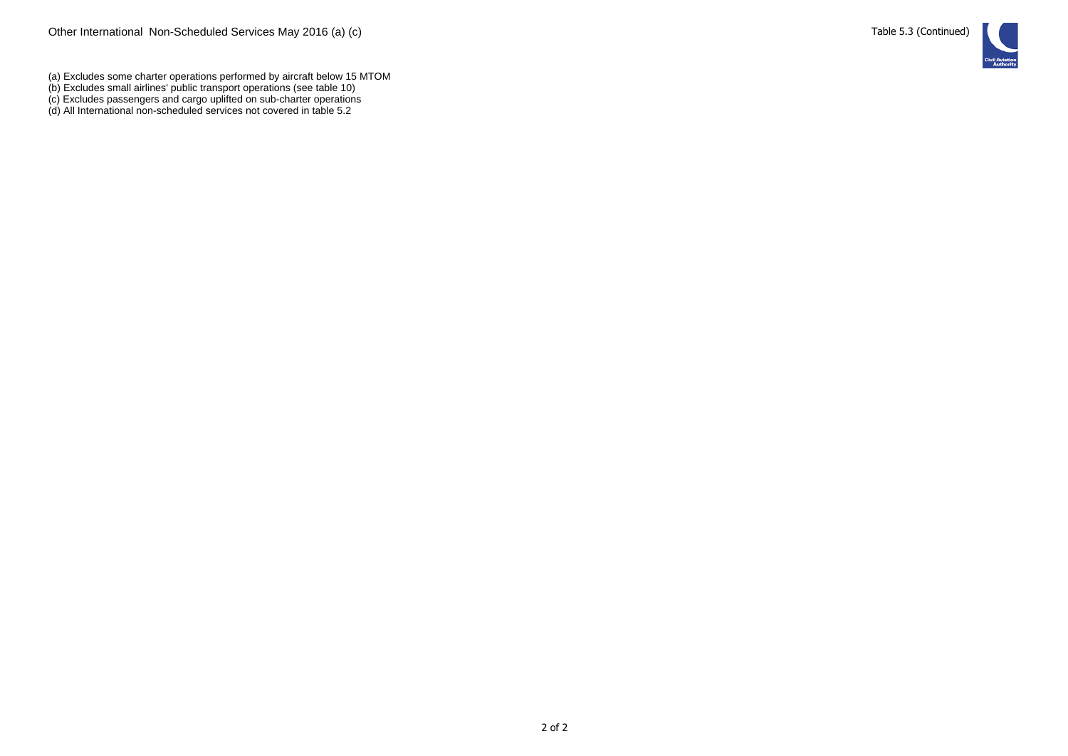Other International Non-Scheduled Services May 2016 (a) (c)

Table 5.3 (Continued)

(a) Excludes some charter operations performed by aircraft below 15 MTOM
(b) Excludes small airlines' public transport operations (see table 10)
(c) Excludes passengers and cargo uplifted on sub-charter operations
(d) All International non-scheduled services not covered in table 5.2